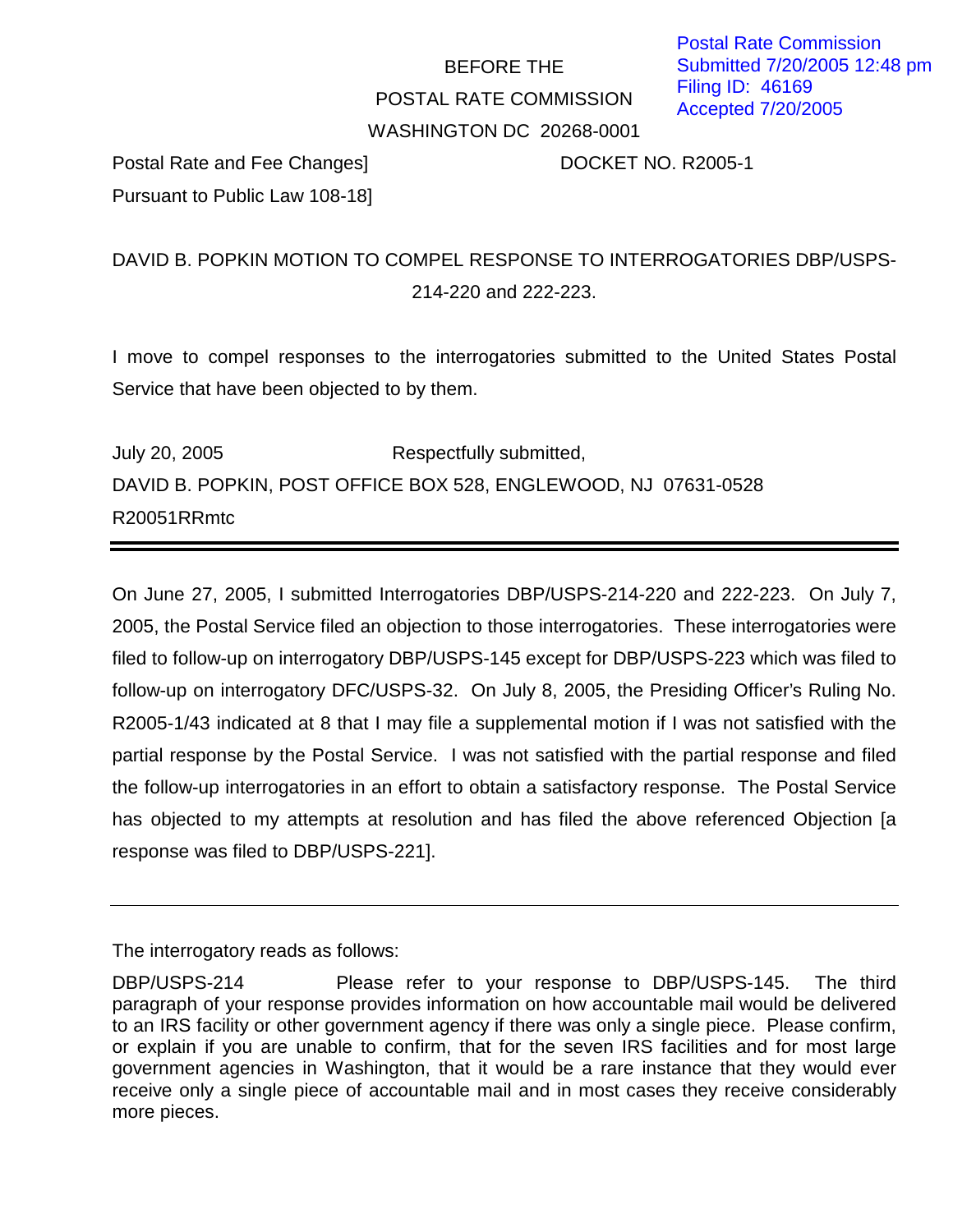Postal Rate Commission
Submitted 7/20/2005 12:48 pm
Filing ID: 46169
Accepted 7/20/2005

BEFORE THE

POSTAL RATE COMMISSION

WASHINGTON DC 20268-0001

Postal Rate and Fee Changes] DOCKET NO. R2005-1
Pursuant to Public Law 108-18]

DAVID B. POPKIN MOTION TO COMPEL RESPONSE TO INTERROGATORIES DBP/USPS-214-220 and 222-223.

I move to compel responses to the interrogatories submitted to the United States Postal Service that have been objected to by them.

July 20, 2005 Respectfully submitted,

DAVID B. POPKIN, POST OFFICE BOX 528, ENGLEWOOD, NJ 07631-0528

R20051RRmtc

---

On June 27, 2005, I submitted Interrogatories DBP/USPS-214-220 and 222-223. On July 7, 2005, the Postal Service filed an objection to those interrogatories. These interrogatories were filed to follow-up on interrogatory DBP/USPS-145 except for DBP/USPS-223 which was filed to follow-up on interrogatory DFC/USPS-32. On July 8, 2005, the Presiding Officer's Ruling No. R2005-1/43 indicated at 8 that I may file a supplemental motion if I was not satisfied with the partial response by the Postal Service. I was not satisfied with the partial response and filed the follow-up interrogatories in an effort to obtain a satisfactory response. The Postal Service has objected to my attempts at resolution and has filed the above referenced Objection [a response was filed to DBP/USPS-221].

---

The interrogatory reads as follows:

DBP/USPS-214 Please refer to your response to DBP/USPS-145. The third paragraph of your response provides information on how accountable mail would be delivered to an IRS facility or other government agency if there was only a single piece. Please confirm, or explain if you are unable to confirm, that for the seven IRS facilities and for most large government agencies in Washington, that it would be a rare instance that they would ever receive only a single piece of accountable mail and in most cases they receive considerably more pieces.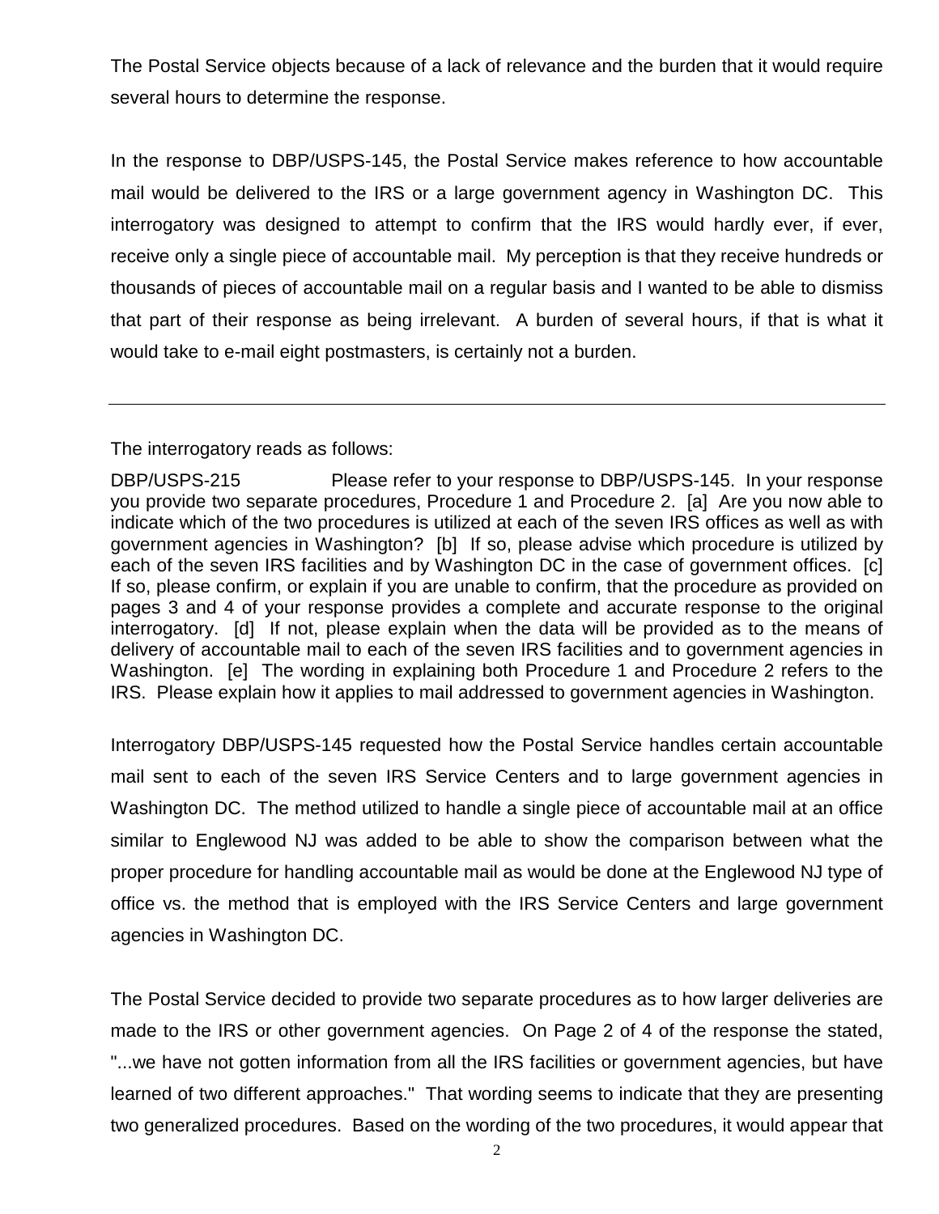The Postal Service objects because of a lack of relevance and the burden that it would require several hours to determine the response.

In the response to DBP/USPS-145, the Postal Service makes reference to how accountable mail would be delivered to the IRS or a large government agency in Washington DC. This interrogatory was designed to attempt to confirm that the IRS would hardly ever, if ever, receive only a single piece of accountable mail. My perception is that they receive hundreds or thousands of pieces of accountable mail on a regular basis and I wanted to be able to dismiss that part of their response as being irrelevant. A burden of several hours, if that is what it would take to e-mail eight postmasters, is certainly not a burden.

---

The interrogatory reads as follows:

DBP/USPS-215 Please refer to your response to DBP/USPS-145. In your response you provide two separate procedures, Procedure 1 and Procedure 2. [a] Are you now able to indicate which of the two procedures is utilized at each of the seven IRS offices as well as with government agencies in Washington? [b] If so, please advise which procedure is utilized by each of the seven IRS facilities and by Washington DC in the case of government offices. [c] If so, please confirm, or explain if you are unable to confirm, that the procedure as provided on pages 3 and 4 of your response provides a complete and accurate response to the original interrogatory. [d] If not, please explain when the data will be provided as to the means of delivery of accountable mail to each of the seven IRS facilities and to government agencies in Washington. [e] The wording in explaining both Procedure 1 and Procedure 2 refers to the IRS. Please explain how it applies to mail addressed to government agencies in Washington.

Interrogatory DBP/USPS-145 requested how the Postal Service handles certain accountable mail sent to each of the seven IRS Service Centers and to large government agencies in Washington DC. The method utilized to handle a single piece of accountable mail at an office similar to Englewood NJ was added to be able to show the comparison between what the proper procedure for handling accountable mail as would be done at the Englewood NJ type of office vs. the method that is employed with the IRS Service Centers and large government agencies in Washington DC.

The Postal Service decided to provide two separate procedures as to how larger deliveries are made to the IRS or other government agencies. On Page 2 of 4 of the response the stated, "...we have not gotten information from all the IRS facilities or government agencies, but have learned of two different approaches." That wording seems to indicate that they are presenting two generalized procedures. Based on the wording of the two procedures, it would appear that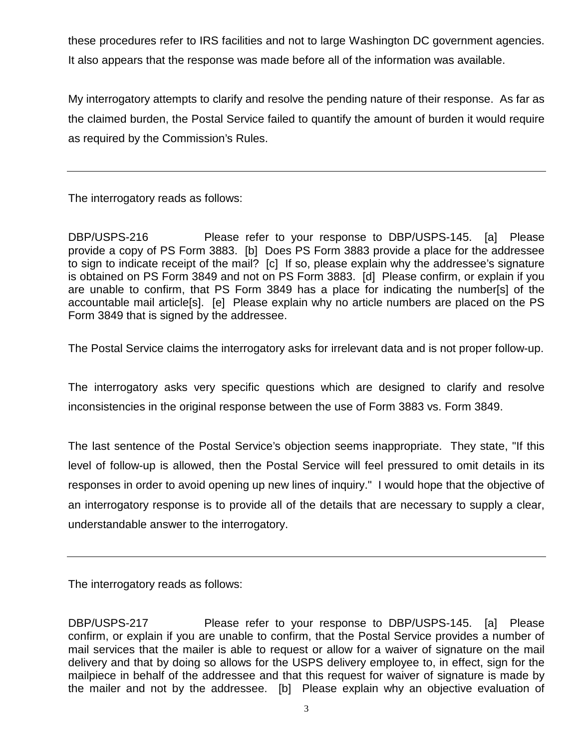these procedures refer to IRS facilities and not to large Washington DC government agencies. It also appears that the response was made before all of the information was available.

My interrogatory attempts to clarify and resolve the pending nature of their response. As far as the claimed burden, the Postal Service failed to quantify the amount of burden it would require as required by the Commission's Rules.

---

The interrogatory reads as follows:

DBP/USPS-216 Please refer to your response to DBP/USPS-145. [a] Please provide a copy of PS Form 3883. [b] Does PS Form 3883 provide a place for the addressee to sign to indicate receipt of the mail? [c] If so, please explain why the addressee's signature is obtained on PS Form 3849 and not on PS Form 3883. [d] Please confirm, or explain if you are unable to confirm, that PS Form 3849 has a place for indicating the number[s] of the accountable mail article[s]. [e] Please explain why no article numbers are placed on the PS Form 3849 that is signed by the addressee.

The Postal Service claims the interrogatory asks for irrelevant data and is not proper follow-up.

The interrogatory asks very specific questions which are designed to clarify and resolve inconsistencies in the original response between the use of Form 3883 vs. Form 3849.

The last sentence of the Postal Service's objection seems inappropriate. They state, "If this level of follow-up is allowed, then the Postal Service will feel pressured to omit details in its responses in order to avoid opening up new lines of inquiry." I would hope that the objective of an interrogatory response is to provide all of the details that are necessary to supply a clear, understandable answer to the interrogatory.

---

The interrogatory reads as follows:

DBP/USPS-217 Please refer to your response to DBP/USPS-145. [a] Please confirm, or explain if you are unable to confirm, that the Postal Service provides a number of mail services that the mailer is able to request or allow for a waiver of signature on the mail delivery and that by doing so allows for the USPS delivery employee to, in effect, sign for the mailpiece in behalf of the addressee and that this request for waiver of signature is made by the mailer and not by the addressee. [b] Please explain why an objective evaluation of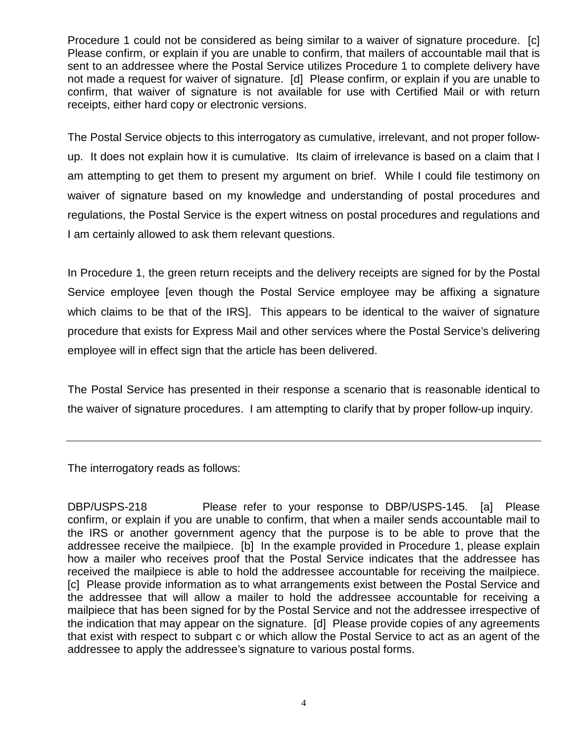Procedure 1 could not be considered as being similar to a waiver of signature procedure. [c] Please confirm, or explain if you are unable to confirm, that mailers of accountable mail that is sent to an addressee where the Postal Service utilizes Procedure 1 to complete delivery have not made a request for waiver of signature. [d] Please confirm, or explain if you are unable to confirm, that waiver of signature is not available for use with Certified Mail or with return receipts, either hard copy or electronic versions.

The Postal Service objects to this interrogatory as cumulative, irrelevant, and not proper follow-up. It does not explain how it is cumulative. Its claim of irrelevance is based on a claim that I am attempting to get them to present my argument on brief. While I could file testimony on waiver of signature based on my knowledge and understanding of postal procedures and regulations, the Postal Service is the expert witness on postal procedures and regulations and I am certainly allowed to ask them relevant questions.

In Procedure 1, the green return receipts and the delivery receipts are signed for by the Postal Service employee [even though the Postal Service employee may be affixing a signature which claims to be that of the IRS]. This appears to be identical to the waiver of signature procedure that exists for Express Mail and other services where the Postal Service's delivering employee will in effect sign that the article has been delivered.

The Postal Service has presented in their response a scenario that is reasonable identical to the waiver of signature procedures. I am attempting to clarify that by proper follow-up inquiry.

---

The interrogatory reads as follows:

DBP/USPS-218 Please refer to your response to DBP/USPS-145. [a] Please confirm, or explain if you are unable to confirm, that when a mailer sends accountable mail to the IRS or another government agency that the purpose is to be able to prove that the addressee receive the mailpiece. [b] In the example provided in Procedure 1, please explain how a mailer who receives proof that the Postal Service indicates that the addressee has received the mailpiece is able to hold the addressee accountable for receiving the mailpiece. [c] Please provide information as to what arrangements exist between the Postal Service and the addressee that will allow a mailer to hold the addressee accountable for receiving a mailpiece that has been signed for by the Postal Service and not the addressee irrespective of the indication that may appear on the signature. [d] Please provide copies of any agreements that exist with respect to subpart c or which allow the Postal Service to act as an agent of the addressee to apply the addressee's signature to various postal forms.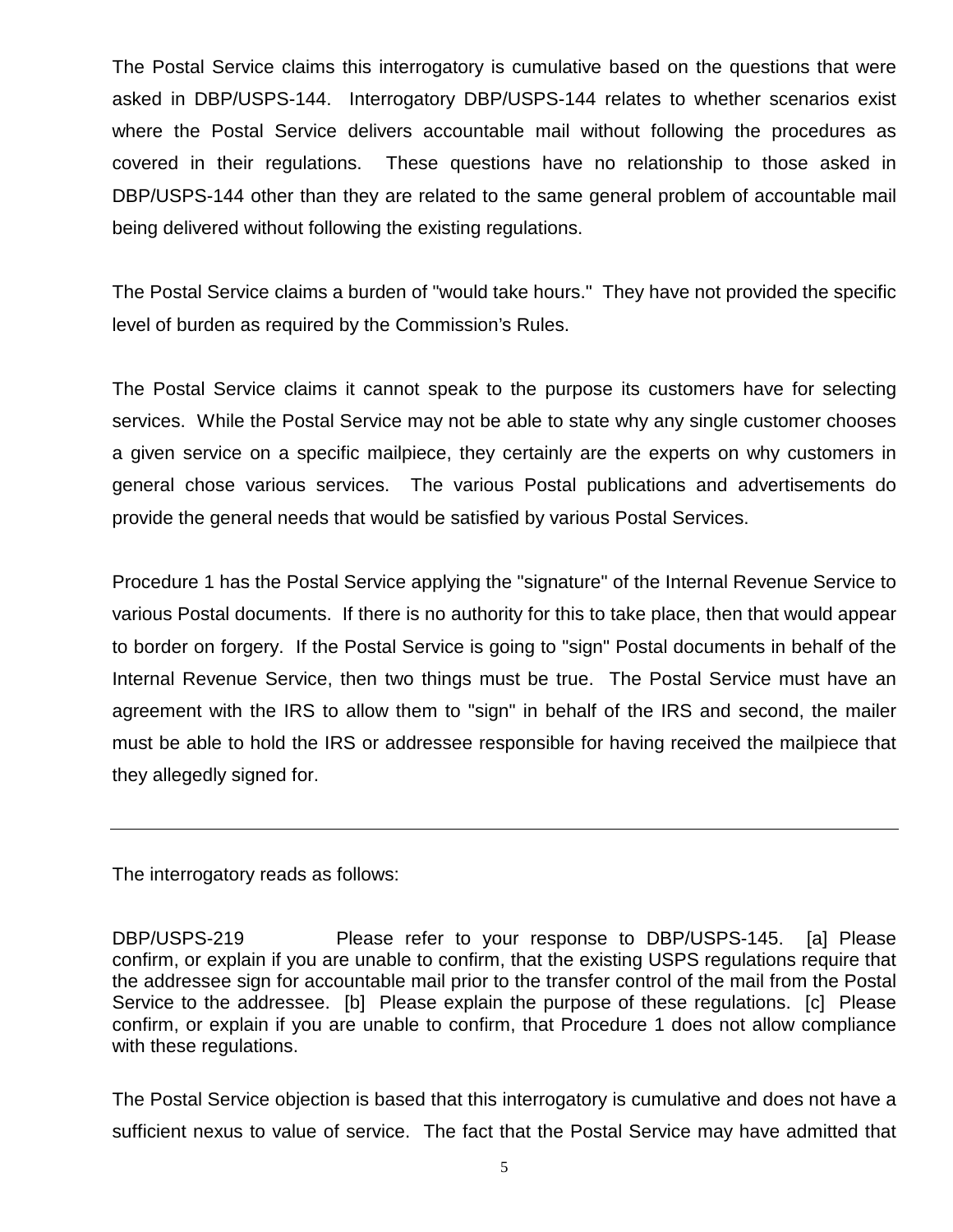The Postal Service claims this interrogatory is cumulative based on the questions that were asked in DBP/USPS-144. Interrogatory DBP/USPS-144 relates to whether scenarios exist where the Postal Service delivers accountable mail without following the procedures as covered in their regulations. These questions have no relationship to those asked in DBP/USPS-144 other than they are related to the same general problem of accountable mail being delivered without following the existing regulations.

The Postal Service claims a burden of "would take hours." They have not provided the specific level of burden as required by the Commission's Rules.

The Postal Service claims it cannot speak to the purpose its customers have for selecting services. While the Postal Service may not be able to state why any single customer chooses a given service on a specific mailpiece, they certainly are the experts on why customers in general chose various services. The various Postal publications and advertisements do provide the general needs that would be satisfied by various Postal Services.

Procedure 1 has the Postal Service applying the "signature" of the Internal Revenue Service to various Postal documents. If there is no authority for this to take place, then that would appear to border on forgery. If the Postal Service is going to "sign" Postal documents in behalf of the Internal Revenue Service, then two things must be true. The Postal Service must have an agreement with the IRS to allow them to "sign" in behalf of the IRS and second, the mailer must be able to hold the IRS or addressee responsible for having received the mailpiece that they allegedly signed for.

---

The interrogatory reads as follows:

DBP/USPS-219 Please refer to your response to DBP/USPS-145. [a] Please confirm, or explain if you are unable to confirm, that the existing USPS regulations require that the addressee sign for accountable mail prior to the transfer control of the mail from the Postal Service to the addressee. [b] Please explain the purpose of these regulations. [c] Please confirm, or explain if you are unable to confirm, that Procedure 1 does not allow compliance with these regulations.

The Postal Service objection is based that this interrogatory is cumulative and does not have a sufficient nexus to value of service. The fact that the Postal Service may have admitted that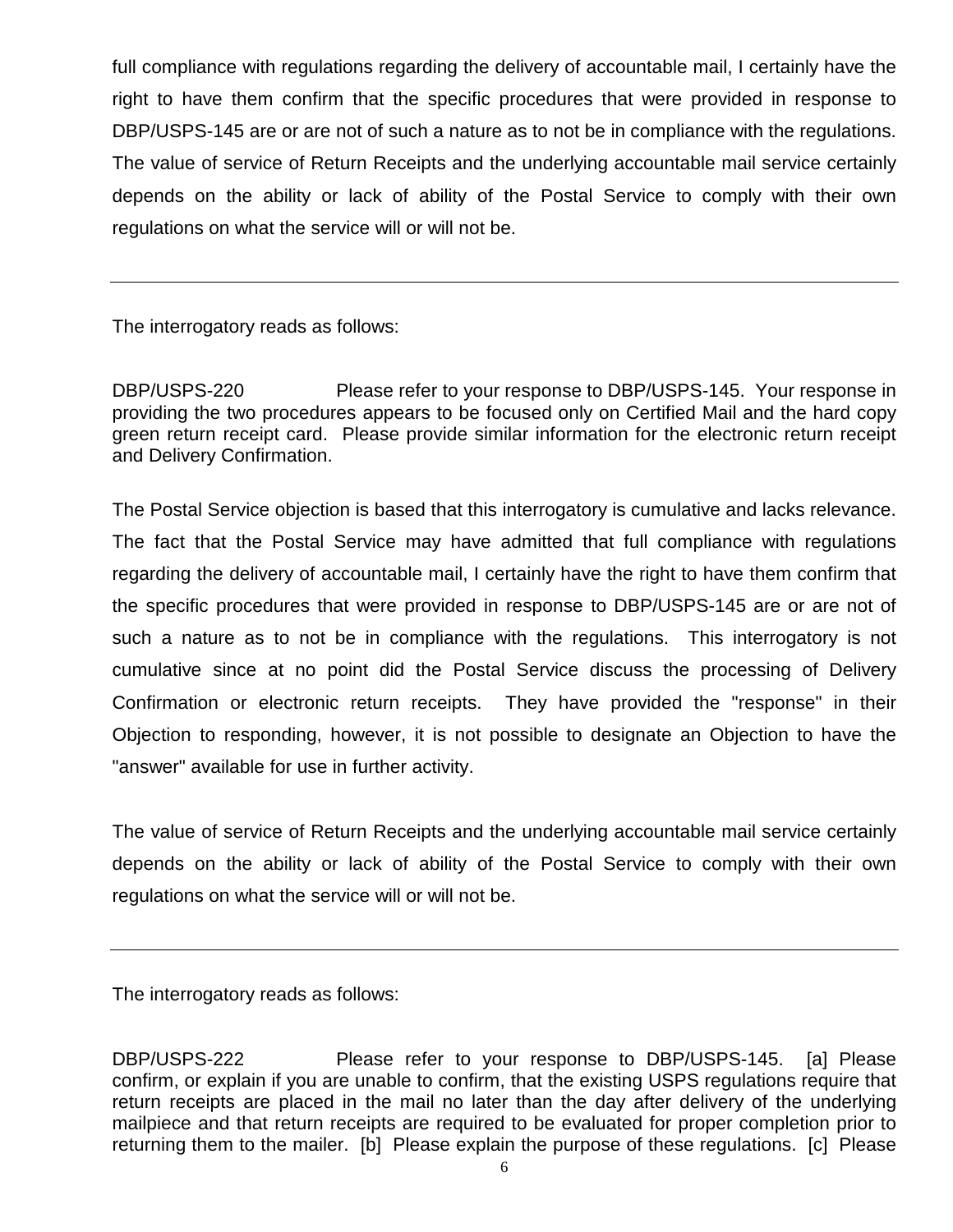full compliance with regulations regarding the delivery of accountable mail, I certainly have the right to have them confirm that the specific procedures that were provided in response to DBP/USPS-145 are or are not of such a nature as to not be in compliance with the regulations. The value of service of Return Receipts and the underlying accountable mail service certainly depends on the ability or lack of ability of the Postal Service to comply with their own regulations on what the service will or will not be.

---

The interrogatory reads as follows:

DBP/USPS-220 Please refer to your response to DBP/USPS-145. Your response in providing the two procedures appears to be focused only on Certified Mail and the hard copy green return receipt card. Please provide similar information for the electronic return receipt and Delivery Confirmation.

The Postal Service objection is based that this interrogatory is cumulative and lacks relevance. The fact that the Postal Service may have admitted that full compliance with regulations regarding the delivery of accountable mail, I certainly have the right to have them confirm that the specific procedures that were provided in response to DBP/USPS-145 are or are not of such a nature as to not be in compliance with the regulations. This interrogatory is not cumulative since at no point did the Postal Service discuss the processing of Delivery Confirmation or electronic return receipts. They have provided the "response" in their Objection to responding, however, it is not possible to designate an Objection to have the "answer" available for use in further activity.

The value of service of Return Receipts and the underlying accountable mail service certainly depends on the ability or lack of ability of the Postal Service to comply with their own regulations on what the service will or will not be.

---

The interrogatory reads as follows:

DBP/USPS-222 Please refer to your response to DBP/USPS-145. [a] Please confirm, or explain if you are unable to confirm, that the existing USPS regulations require that return receipts are placed in the mail no later than the day after delivery of the underlying mailpiece and that return receipts are required to be evaluated for proper completion prior to returning them to the mailer. [b] Please explain the purpose of these regulations. [c] Please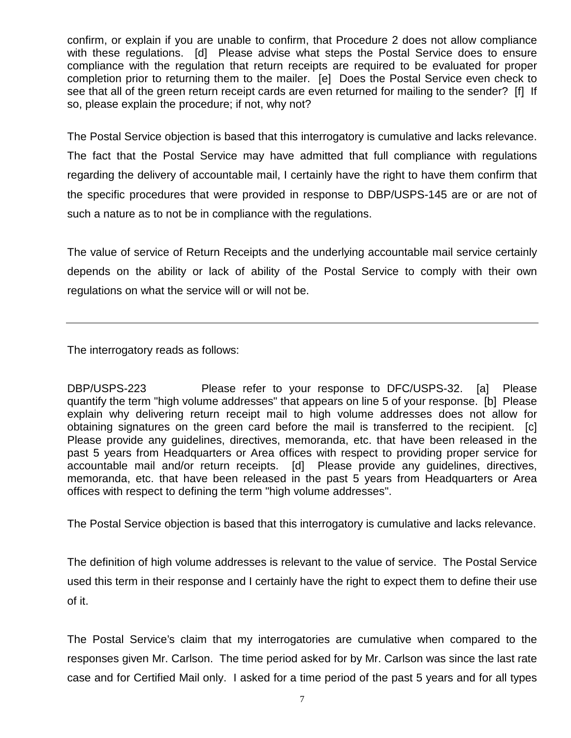confirm, or explain if you are unable to confirm, that Procedure 2 does not allow compliance with these regulations. [d] Please advise what steps the Postal Service does to ensure compliance with the regulation that return receipts are required to be evaluated for proper completion prior to returning them to the mailer. [e] Does the Postal Service even check to see that all of the green return receipt cards are even returned for mailing to the sender? [f] If so, please explain the procedure; if not, why not?

The Postal Service objection is based that this interrogatory is cumulative and lacks relevance. The fact that the Postal Service may have admitted that full compliance with regulations regarding the delivery of accountable mail, I certainly have the right to have them confirm that the specific procedures that were provided in response to DBP/USPS-145 are or are not of such a nature as to not be in compliance with the regulations.

The value of service of Return Receipts and the underlying accountable mail service certainly depends on the ability or lack of ability of the Postal Service to comply with their own regulations on what the service will or will not be.

---

The interrogatory reads as follows:

DBP/USPS-223 Please refer to your response to DFC/USPS-32. [a] Please quantify the term "high volume addresses" that appears on line 5 of your response. [b] Please explain why delivering return receipt mail to high volume addresses does not allow for obtaining signatures on the green card before the mail is transferred to the recipient. [c] Please provide any guidelines, directives, memoranda, etc. that have been released in the past 5 years from Headquarters or Area offices with respect to providing proper service for accountable mail and/or return receipts. [d] Please provide any guidelines, directives, memoranda, etc. that have been released in the past 5 years from Headquarters or Area offices with respect to defining the term "high volume addresses".

The Postal Service objection is based that this interrogatory is cumulative and lacks relevance.

The definition of high volume addresses is relevant to the value of service. The Postal Service used this term in their response and I certainly have the right to expect them to define their use of it.

The Postal Service's claim that my interrogatories are cumulative when compared to the responses given Mr. Carlson. The time period asked for by Mr. Carlson was since the last rate case and for Certified Mail only. I asked for a time period of the past 5 years and for all types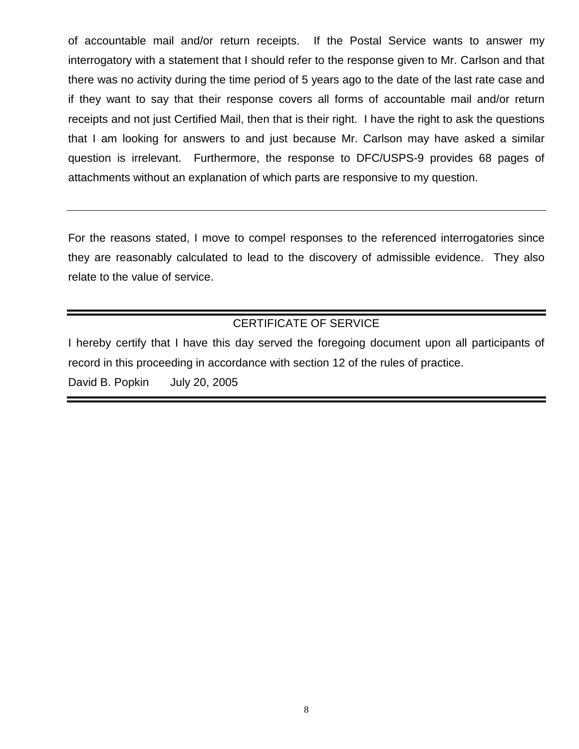of accountable mail and/or return receipts. If the Postal Service wants to answer my interrogatory with a statement that I should refer to the response given to Mr. Carlson and that there was no activity during the time period of 5 years ago to the date of the last rate case and if they want to say that their response covers all forms of accountable mail and/or return receipts and not just Certified Mail, then that is their right. I have the right to ask the questions that I am looking for answers to and just because Mr. Carlson may have asked a similar question is irrelevant. Furthermore, the response to DFC/USPS-9 provides 68 pages of attachments without an explanation of which parts are responsive to my question.

---

For the reasons stated, I move to compel responses to the referenced interrogatories since they are reasonably calculated to lead to the discovery of admissible evidence. They also relate to the value of service.

---

CERTIFICATE OF SERVICE

I hereby certify that I have this day served the foregoing document upon all participants of record in this proceeding in accordance with section 12 of the rules of practice.

David B. Popkin July 20, 2005